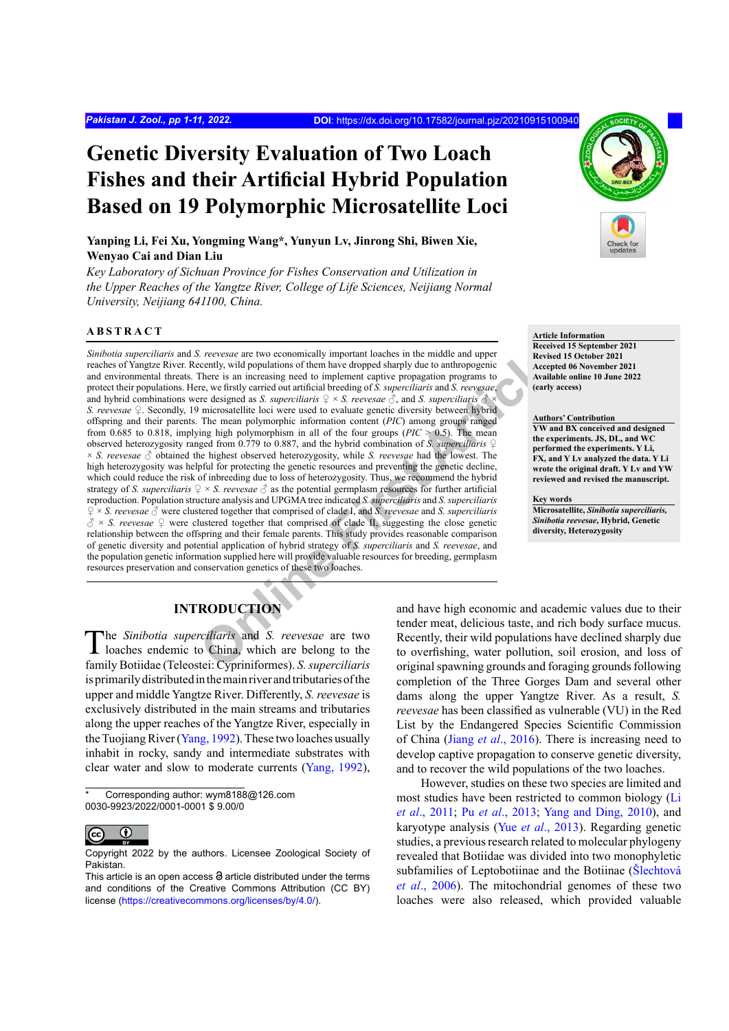# Genetic Diversity Evaluation of Two Loach Fishes and their Artificial Hybrid Population Based on 19 Polymorphic Microsatellite Loci

**Yanping Li, Fei Xu, Yongming Wang*, Yunyun Lv, Jinrong Shi, Biwen Xie, Wenyao Cai and Dian Liu**

*Key Laboratory of Sichuan Province for Fishes Conservation and Utilization in the Upper Reaches of the Yangtze River, College of Life Sciences, Neijiang Normal University, Neijiang 641100, China.*

## ABSTRACT

*Sinibotia superciliaris* and *S. reevesae* are two economically important loaches in the middle and upper reaches of Yangtze River. Recently, wild populations of them have dropped sharply due to anthropogenic and environmental threats. There is an increasing need to implement captive propagation programs to protect their populations. Here, we firstly carried out artificial breeding of *S. superciliaris* and *S. reevesae*, and hybrid combinations were designed as *S. superciliaris* ♀ × *S. reevesae* ♂, and *S. superciliaris* ♂ × *S. reevesae* ♀. Secondly, 19 microsatellite loci were used to evaluate genetic diversity between hybrid offspring and their parents. The mean polymorphic information content (*PIC*) among groups ranged from 0.685 to 0.818, implying high polymorphism in all of the four groups (*PIC* > 0.5). The mean observed heterozygosity ranged from 0.779 to 0.887, and the hybrid combination of *S. superciliaris* ♀ × *S. reevesae* ♂ obtained the highest observed heterozygosity, while *S. reevesae* had the lowest. The high heterozygosity was helpful for protecting the genetic resources and preventing the genetic decline, which could reduce the risk of inbreeding due to loss of heterozygosity. Thus, we recommend the hybrid strategy of *S. superciliaris* ♀ × *S. reevesae* ♂ as the potential germplasm resources for further artificial reproduction. Population structure analysis and UPGMA tree indicated *S. superciliaris* and *S. superciliaris* ♀ × *S. reevesae* ♂ were clustered together that comprised of clade I, and *S. reevesae* and *S. superciliaris* ♂ × *S. reevesae* ♀ were clustered together that comprised of clade II, suggesting the close genetic relationship between the offspring and their female parents. This study provides reasonable comparison of genetic diversity and potential application of hybrid strategy of *S. superciliaris* and *S. reevesae*, and the population genetic information supplied here will provide valuable resources for breeding, germplasm resources preservation and conservation genetics of these two loaches.

**Article Information**
**Received 15 September 2021**
**Revised 15 October 2021**
**Accepted 06 November 2021**
**Available online 10 June 2022 (early access)**

**Authors' Contribution**
**YW and BX conceived and designed the experiments. JS, DL, and WC performed the experiments. Y Li, FX, and Y Lv analyzed the data. Y Li wrote the original draft. Y Lv and YW reviewed and revised the manuscript.**

**Key words**
**Microsatellite, *Sinibotia superciliaris*, *Sinibotia reevesae*, Hybrid, Genetic diversity, Heterozygosity**

## INTRODUCTION

The *Sinibotia superciliaris* and *S. reevesae* are two loaches endemic to China, which are belong to the family Botiidae (Teleostei: Cypriniformes). *S. superciliaris* is primarily distributed in the main river and tributaries of the upper and middle Yangtze River. Differently, *S. reevesae* is exclusively distributed in the main streams and tributaries along the upper reaches of the Yangtze River, especially in the Tuojiang River (Yang, 1992). These two loaches usually inhabit in rocky, sandy and intermediate substrates with clear water and slow to moderate currents (Yang, 1992), and have high economic and academic values due to their tender meat, delicious taste, and rich body surface mucus. Recently, their wild populations have declined sharply due to overfishing, water pollution, soil erosion, and loss of original spawning grounds and foraging grounds following completion of the Three Gorges Dam and several other dams along the upper Yangtze River. As a result, *S. reevesae* has been classified as vulnerable (VU) in the Red List by the Endangered Species Scientific Commission of China (Jiang *et al*., 2016). There is increasing need to develop captive propagation to conserve genetic diversity, and to recover the wild populations of the two loaches.

However, studies on these two species are limited and most studies have been restricted to common biology (Li *et al*., 2011; Pu *et al*., 2013; Yang and Ding, 2010), and karyotype analysis (Yue *et al*., 2013). Regarding genetic studies, a previous research related to molecular phylogeny revealed that Botiidae was divided into two monophyletic subfamilies of Leptobotiinae and the Botiinae (Šlechtová *et al*., 2006). The mitochondrial genomes of these two loaches were also released, which provided valuable

\* Corresponding author: wym8188@126.com
0030-9923/2022/0001-0001 $ 9.00/0

Copyright 2022 by the authors. Licensee Zoological Society of Pakistan.
This article is an open access article distributed under the terms and conditions of the Creative Commons Attribution (CC BY) license (https://creativecommons.org/licenses/by/4.0/).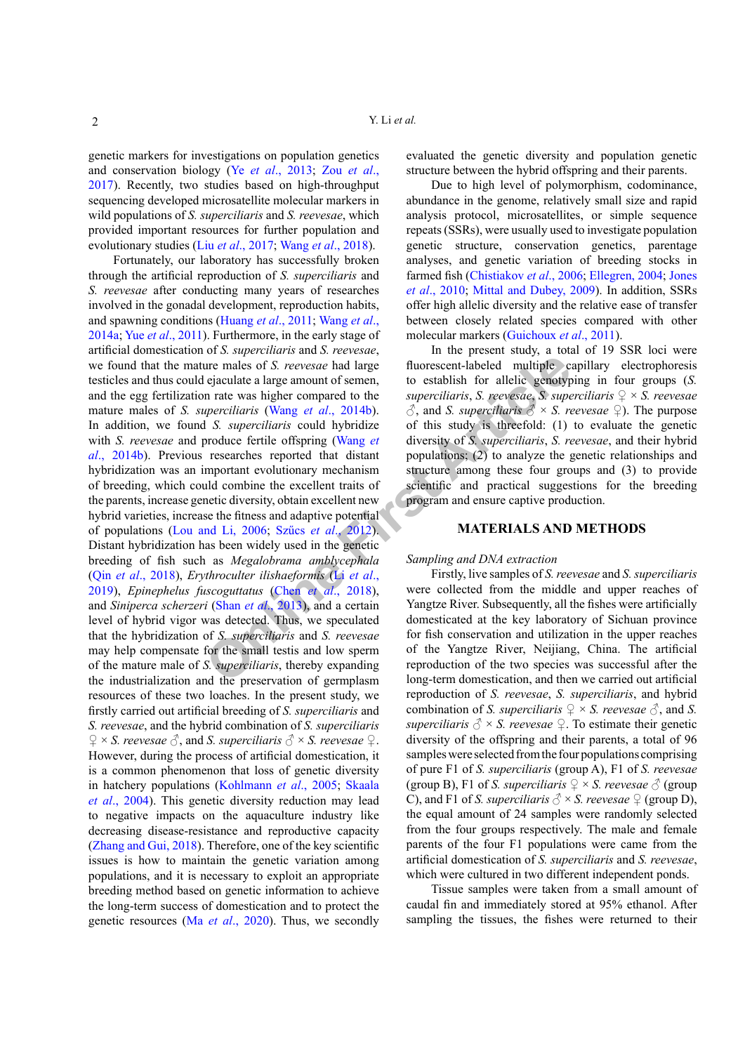genetic markers for investigations on population genetics and conservation biology (Ye *et al*., 2013; Zou *et al*., 2017). Recently, two studies based on high-throughput sequencing developed microsatellite molecular markers in wild populations of *S. superciliaris* and *S. reevesae*, which provided important resources for further population and evolutionary studies (Liu *et al*., 2017; Wang *et al*., 2018).

Fortunately, our laboratory has successfully broken through the artificial reproduction of *S. superciliaris* and *S. reevesae* after conducting many years of researches involved in the gonadal development, reproduction habits, and spawning conditions (Huang *et al*., 2011; Wang *et al*., 2014a; Yue *et al*., 2011). Furthermore, in the early stage of artificial domestication of *S. superciliaris* and *S. reevesae*, we found that the mature males of *S. reevesae* had large testicles and thus could ejaculate a large amount of semen, and the egg fertilization rate was higher compared to the mature males of *S. superciliaris* (Wang *et al*., 2014b). In addition, we found *S. superciliaris* could hybridize with *S. reevesae* and produce fertile offspring (Wang *et al*., 2014b). Previous researches reported that distant hybridization was an important evolutionary mechanism of breeding, which could combine the excellent traits of the parents, increase genetic diversity, obtain excellent new hybrid varieties, increase the fitness and adaptive potential of populations (Lou and Li, 2006; Szűcs *et al*., 2012). Distant hybridization has been widely used in the genetic breeding of fish such as *Megalobrama amblycephala* (Qin *et al*., 2018), *Erythroculter ilishaeformis* (Li *et al*., 2019), *Epinephelus fuscoguttatus* (Chen *et al*., 2018), and *Siniperca scherzeri* (Shan *et al*., 2013), and a certain level of hybrid vigor was detected. Thus, we speculated that the hybridization of *S. superciliaris* and *S. reevesae* may help compensate for the small testis and low sperm of the mature male of *S. superciliaris*, thereby expanding the industrialization and the preservation of germplasm resources of these two loaches. In the present study, we firstly carried out artificial breeding of *S. superciliaris* and *S. reevesae*, and the hybrid combination of *S. superciliaris* ♀ × *S. reevesae* ♂, and *S. superciliaris* ♂ × *S. reevesae* ♀. However, during the process of artificial domestication, it is a common phenomenon that loss of genetic diversity in hatchery populations (Kohlmann *et al*., 2005; Skaala *et al*., 2004). This genetic diversity reduction may lead to negative impacts on the aquaculture industry like decreasing disease-resistance and reproductive capacity (Zhang and Gui, 2018). Therefore, one of the key scientific issues is how to maintain the genetic variation among populations, and it is necessary to exploit an appropriate breeding method based on genetic information to achieve the long-term success of domestication and to protect the genetic resources (Ma *et al*., 2020). Thus, we secondly evaluated the genetic diversity and population genetic structure between the hybrid offspring and their parents.

Due to high level of polymorphism, codominance, abundance in the genome, relatively small size and rapid analysis protocol, microsatellites, or simple sequence repeats (SSRs), were usually used to investigate population genetic structure, conservation genetics, parentage analyses, and genetic variation of breeding stocks in farmed fish (Chistiakov *et al*., 2006; Ellegren, 2004; Jones *et al*., 2010; Mittal and Dubey, 2009). In addition, SSRs offer high allelic diversity and the relative ease of transfer between closely related species compared with other molecular markers (Guichoux *et al*., 2011).

In the present study, a total of 19 SSR loci were fluorescent-labeled multiple capillary electrophoresis to establish for allelic genotyping in four groups (*S. superciliaris*, *S. reevesae*, *S. superciliaris* ♀ × *S. reevesae* ♂, and *S. superciliaris* ♂ × *S. reevesae* ♀). The purpose of this study is threefold: (1) to evaluate the genetic diversity of *S. superciliaris*, *S. reevesae*, and their hybrid populations; (2) to analyze the genetic relationships and structure among these four groups and (3) to provide scientific and practical suggestions for the breeding program and ensure captive production.

## MATERIALS AND METHODS

### *Sampling and DNA extraction*

Firstly, live samples of *S. reevesae* and *S. superciliaris* were collected from the middle and upper reaches of Yangtze River. Subsequently, all the fishes were artificially domesticated at the key laboratory of Sichuan province for fish conservation and utilization in the upper reaches of the Yangtze River, Neijiang, China. The artificial reproduction of the two species was successful after the long-term domestication, and then we carried out artificial reproduction of *S. reevesae*, *S. superciliaris*, and hybrid combination of *S. superciliaris* ♀ × *S. reevesae* ♂, and *S. superciliaris* ♂ × *S. reevesae* ♀. To estimate their genetic diversity of the offspring and their parents, a total of 96 samples were selected from the four populations comprising of pure F1 of *S. superciliaris* (group A), F1 of *S. reevesae* (group B), F1 of *S. superciliaris* ♀ × *S. reevesae* ♂ (group C), and F1 of *S. superciliaris* ♂ × *S. reevesae* ♀ (group D), the equal amount of 24 samples were randomly selected from the four groups respectively. The male and female parents of the four F1 populations were came from the artificial domestication of *S. superciliaris* and *S. reevesae*, which were cultured in two different independent ponds.

Tissue samples were taken from a small amount of caudal fin and immediately stored at 95% ethanol. After sampling the tissues, the fishes were returned to their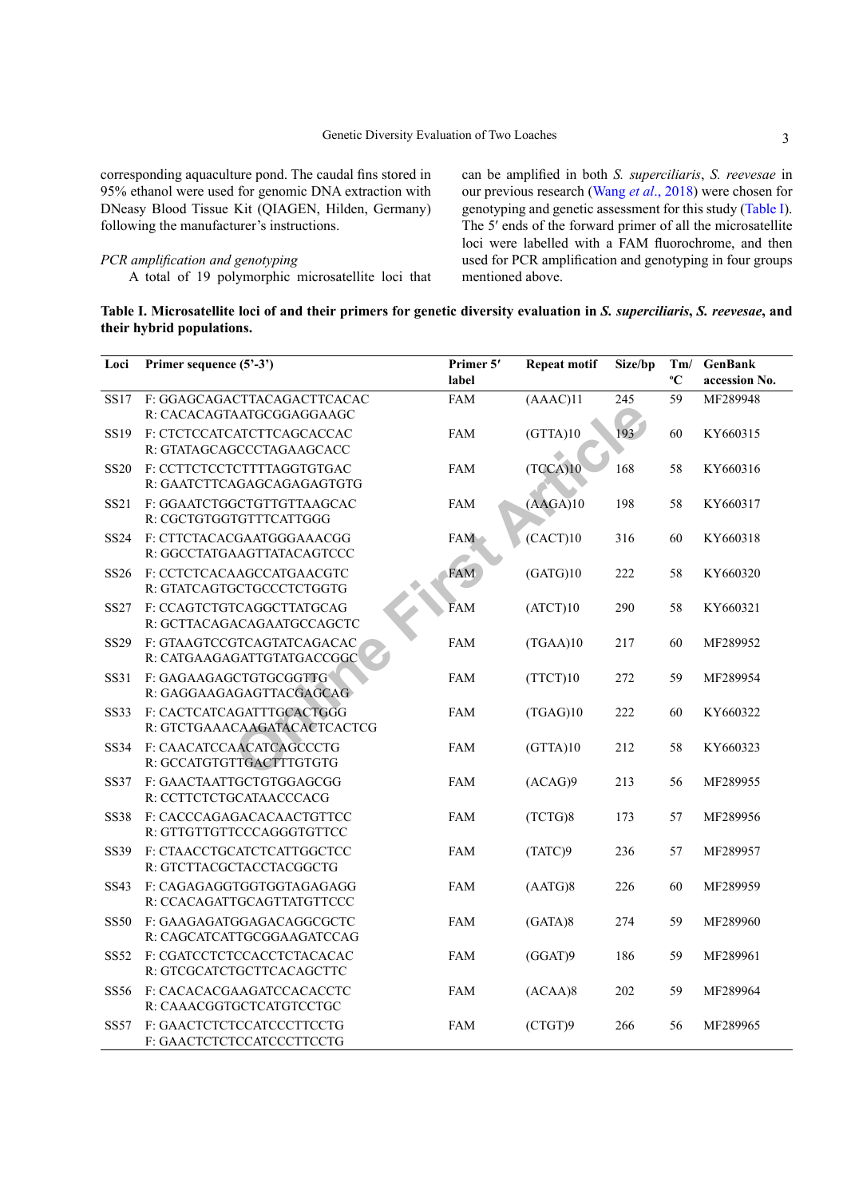corresponding aquaculture pond. The caudal fins stored in 95% ethanol were used for genomic DNA extraction with DNeasy Blood Tissue Kit (QIAGEN, Hilden, Germany) following the manufacturer's instructions.

*PCR amplification and genotyping*

A total of 19 polymorphic microsatellite loci that can be amplified in both *S. superciliaris*, *S. reevesae* in our previous research (Wang *et al*., 2018) were chosen for genotyping and genetic assessment for this study (Table I). The 5′ ends of the forward primer of all the microsatellite loci were labelled with a FAM fluorochrome, and then used for PCR amplification and genotyping in four groups mentioned above.

**Table I. Microsatellite loci of and their primers for genetic diversity evaluation in *S. superciliaris*, *S. reevesae*, and their hybrid populations.**

| Loci | Primer sequence (5′-3′) | Primer 5′ label | Repeat motif | Size/bp | Tm/ °C | GenBank accession No. |
|---|---|---|---|---|---|---|
| SS17 | F: GGAGCAGACTTACAGACTTCACAC<br>R: CACACAGTAATGCGGAGGAAGC | FAM | (AAAC)11 | 245 | 59 | MF289948 |
| SS19 | F: CTCTCCATCATCTTCAGCACCAC<br>R: GTATAGCAGCCCTAGAAGCACC | FAM | (GTTA)10 | 193 | 60 | KY660315 |
| SS20 | F: CCTTCTCCTCTTTTAGGTGTGAC<br>R: GAATCTTCAGAGCAGAGAGTGTG | FAM | (TCCA)10 | 168 | 58 | KY660316 |
| SS21 | F: GGAATCTGGCTGTTGTTAAGCAC<br>R: CGCTGTGGTGTTTCATTGGG | FAM | (AAGA)10 | 198 | 58 | KY660317 |
| SS24 | F: CTTCTACACGAATGGGAAACGG<br>R: GGCCTATGAAGTTATACAGTCCC | FAM | (CACT)10 | 316 | 60 | KY660318 |
| SS26 | F: CCTCTCACAAGCCATGAACGTC<br>R: GTATCAGTGCTGCCCTCTGGTG | FAM | (GATG)10 | 222 | 58 | KY660320 |
| SS27 | F: CCAGTCTGTCAGGCTTATGCAG<br>R: GCTTACAGACAGAATGCCAGCTC | FAM | (ATCT)10 | 290 | 58 | KY660321 |
| SS29 | F: GTAAGTCCGTCAGTATCAGACAC<br>R: CATGAAGAGATTGTATGACCGGC | FAM | (TGAA)10 | 217 | 60 | MF289952 |
| SS31 | F: GAGAAGAGCTGTGCGGTTG<br>R: GAGGAAGAGAGTTACGAGCAG | FAM | (TTCT)10 | 272 | 59 | MF289954 |
| SS33 | F: CACTCATCAGATTTGCACTGGG<br>R: GTCTGAAACAAGATACACTCACTCG | FAM | (TGAG)10 | 222 | 60 | KY660322 |
| SS34 | F: CAACATCCAACATCAGCCCTG<br>R: GCCATGTGTTGACTTTGTGTG | FAM | (GTTA)10 | 212 | 58 | KY660323 |
| SS37 | F: GAACTAATTGCTGTGGAGCGG<br>R: CCTTCTCTGCATAACCCACG | FAM | (ACAG)9 | 213 | 56 | MF289955 |
| SS38 | F: CACCCAGAGACACAACTGTTCC<br>R: GTTGTTGTTCCCAGGGTGTTCC | FAM | (TCTG)8 | 173 | 57 | MF289956 |
| SS39 | F: CTAACCTGCATCTCATTGGCTCC<br>R: GTCTTACGCTACCTACGGCTG | FAM | (TATC)9 | 236 | 57 | MF289957 |
| SS43 | F: CAGAGAGGTGGTGGTAGAGAGG<br>R: CCACAGATTGCAGTTATGTTCC | FAM | (AATG)8 | 226 | 60 | MF289959 |
| SS50 | F: GAAGAGATGGAGACAGGCGCTC<br>R: CAGCATCATTGCGGAAGATCCAG | FAM | (GATA)8 | 274 | 59 | MF289960 |
| SS52 | F: CGATCCTCTCCACCTCTACACAC<br>R: GTCGCATCTGCTTCACAGCTTC | FAM | (GGAT)9 | 186 | 59 | MF289961 |
| SS56 | F: CACACACGAAGATCCACACCTC<br>R: CAAACGGTGCTCATGTCCTGC | FAM | (ACAA)8 | 202 | 59 | MF289964 |
| SS57 | F: GAACTCTCTCCATCCCTTCCTG<br>F: GAACTCTCTCCATCCCTTCCTG | FAM | (CTGT)9 | 266 | 56 | MF289965 |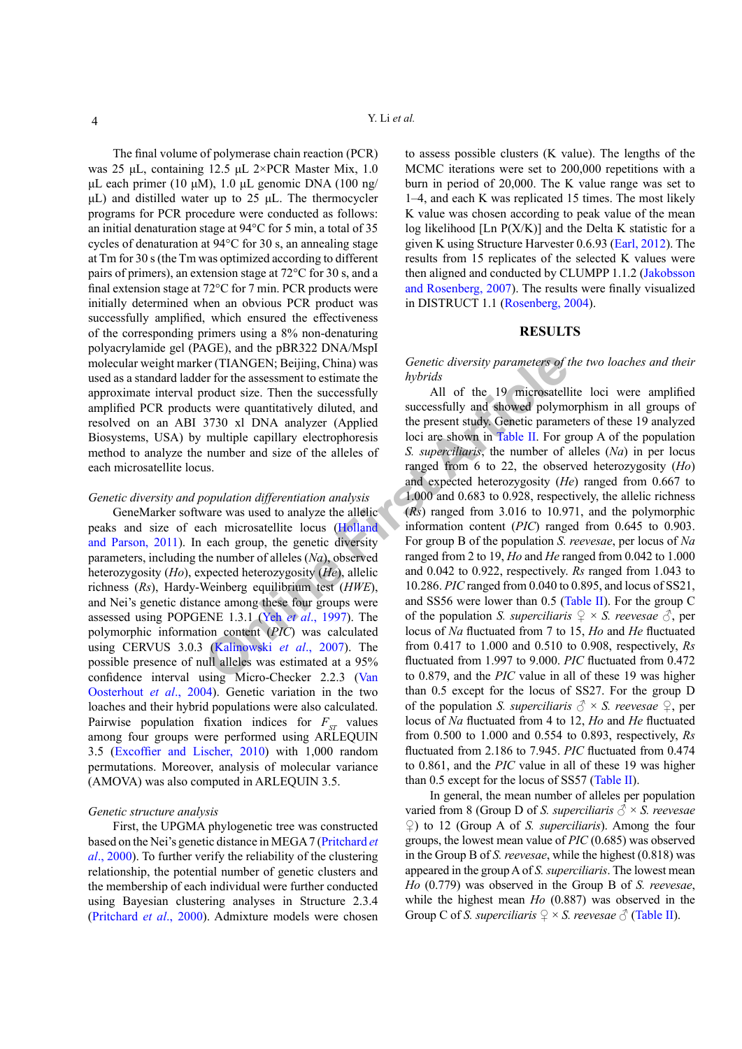The final volume of polymerase chain reaction (PCR) was 25 µL, containing 12.5 µL 2×PCR Master Mix, 1.0 µL each primer (10 µM), 1.0 µL genomic DNA (100 ng/µL) and distilled water up to 25 µL. The thermocycler programs for PCR procedure were conducted as follows: an initial denaturation stage at 94°C for 5 min, a total of 35 cycles of denaturation at 94°C for 30 s, an annealing stage at Tm for 30 s (the Tm was optimized according to different pairs of primers), an extension stage at 72°C for 30 s, and a final extension stage at 72°C for 7 min. PCR products were initially determined when an obvious PCR product was successfully amplified, which ensured the effectiveness of the corresponding primers using a 8% non-denaturing polyacrylamide gel (PAGE), and the pBR322 DNA/MspI molecular weight marker (TIANGEN; Beijing, China) was used as a standard ladder for the assessment to estimate the approximate interval product size. Then the successfully amplified PCR products were quantitatively diluted, and resolved on an ABI 3730 xl DNA analyzer (Applied Biosystems, USA) by multiple capillary electrophoresis method to analyze the number and size of the alleles of each microsatellite locus.

### *Genetic diversity and population differentiation analysis*

GeneMarker software was used to analyze the allelic peaks and size of each microsatellite locus (Holland and Parson, 2011). In each group, the genetic diversity parameters, including the number of alleles (*Na*), observed heterozygosity (*Ho*), expected heterozygosity (*He*), allelic richness (*Rs*), Hardy-Weinberg equilibrium test (*HWE*), and Nei's genetic distance among these four groups were assessed using POPGENE 1.3.1 (Yeh *et al*., 1997). The polymorphic information content (*PIC*) was calculated using CERVUS 3.0.3 (Kalinowski *et al*., 2007). The possible presence of null alleles was estimated at a 95% confidence interval using Micro-Checker 2.2.3 (Van Oosterhout *et al*., 2004). Genetic variation in the two loaches and their hybrid populations were also calculated. Pairwise population fixation indices for $F_{ST}$ values among four groups were performed using ARLEQUIN 3.5 (Excoffier and Lischer, 2010) with 1,000 random permutations. Moreover, analysis of molecular variance (AMOVA) was also computed in ARLEQUIN 3.5.

### *Genetic structure analysis*

First, the UPGMA phylogenetic tree was constructed based on the Nei's genetic distance in MEGA 7 (Pritchard *et al*., 2000). To further verify the reliability of the clustering relationship, the potential number of genetic clusters and the membership of each individual were further conducted using Bayesian clustering analyses in Structure 2.3.4 (Pritchard *et al*., 2000). Admixture models were chosen to assess possible clusters (K value). The lengths of the MCMC iterations were set to 200,000 repetitions with a burn in period of 20,000. The K value range was set to 1–4, and each K was replicated 15 times. The most likely K value was chosen according to peak value of the mean log likelihood [Ln P(X/K)] and the Delta K statistic for a given K using Structure Harvester 0.6.93 (Earl, 2012). The results from 15 replicates of the selected K values were then aligned and conducted by CLUMPP 1.1.2 (Jakobsson and Rosenberg, 2007). The results were finally visualized in DISTRUCT 1.1 (Rosenberg, 2004).

## RESULTS

### *Genetic diversity parameters of the two loaches and their hybrids*

All of the 19 microsatellite loci were amplified successfully and showed polymorphism in all groups of the present study. Genetic parameters of these 19 analyzed loci are shown in Table II. For group A of the population *S. superciliaris*, the number of alleles (*Na*) per locus ranged from 6 to 22, the observed heterozygosity (*Ho*) and expected heterozygosity (*He*) ranged from 0.667 to 1.000 and 0.683 to 0.928, respectively, the allelic richness (*Rs*) ranged from 3.016 to 10.971, and the polymorphic information content (*PIC*) ranged from 0.645 to 0.903. For group B of the population *S. reevesae*, per locus of *Na* ranged from 2 to 19, *Ho* and *He* ranged from 0.042 to 1.000 and 0.042 to 0.922, respectively. *Rs* ranged from 1.043 to 10.286. *PIC* ranged from 0.040 to 0.895, and locus of SS21, and SS56 were lower than 0.5 (Table II). For the group C of the population *S. superciliaris* ♀ × *S. reevesae* ♂, per locus of *Na* fluctuated from 7 to 15, *Ho* and *He* fluctuated from 0.417 to 1.000 and 0.510 to 0.908, respectively, *Rs* fluctuated from 1.997 to 9.000. *PIC* fluctuated from 0.472 to 0.879, and the *PIC* value in all of these 19 was higher than 0.5 except for the locus of SS27. For the group D of the population *S. superciliaris* ♂ × *S. reevesae* ♀, per locus of *Na* fluctuated from 4 to 12, *Ho* and *He* fluctuated from 0.500 to 1.000 and 0.554 to 0.893, respectively, *Rs* fluctuated from 2.186 to 7.945. *PIC* fluctuated from 0.474 to 0.861, and the *PIC* value in all of these 19 was higher than 0.5 except for the locus of SS57 (Table II).

In general, the mean number of alleles per population varied from 8 (Group D of *S. superciliaris* ♂ × *S. reevesae* ♀) to 12 (Group A of *S. superciliaris*). Among the four groups, the lowest mean value of *PIC* (0.685) was observed in the Group B of *S. reevesae*, while the highest (0.818) was appeared in the group A of *S. superciliaris*. The lowest mean *Ho* (0.779) was observed in the Group B of *S. reevesae*, while the highest mean *Ho* (0.887) was observed in the Group C of *S. superciliaris* ♀ × *S. reevesae* ♂ (Table II).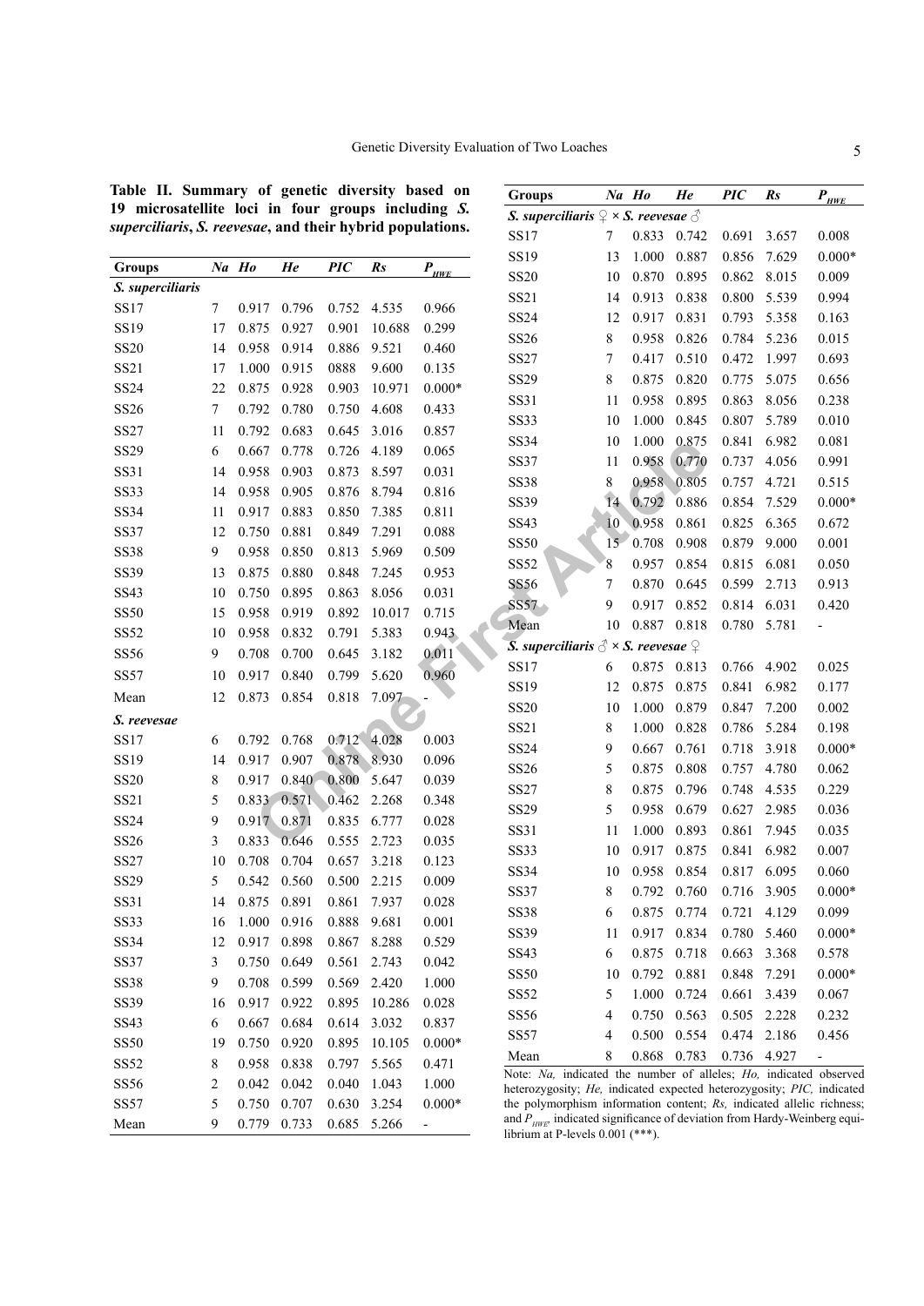**Table II. Summary of genetic diversity based on 19 microsatellite loci in four groups including *S. superciliaris*, *S. reevesae*, and their hybrid populations.**

| Groups | *Na* | *Ho* | *He* | *PIC* | *Rs* | $P_{HWE}$ |
|---|---|---|---|---|---|---|
| ***S. superciliaris*** | | | | | | |
| SS17 | 7 | 0.917 | 0.796 | 0.752 | 4.535 | 0.966 |
| SS19 | 17 | 0.875 | 0.927 | 0.901 | 10.688 | 0.299 |
| SS20 | 14 | 0.958 | 0.914 | 0.886 | 9.521 | 0.460 |
| SS21 | 17 | 1.000 | 0.915 | 0888 | 9.600 | 0.135 |
| SS24 | 22 | 0.875 | 0.928 | 0.903 | 10.971 | 0.000* |
| SS26 | 7 | 0.792 | 0.780 | 0.750 | 4.608 | 0.433 |
| SS27 | 11 | 0.792 | 0.683 | 0.645 | 3.016 | 0.857 |
| SS29 | 6 | 0.667 | 0.778 | 0.726 | 4.189 | 0.065 |
| SS31 | 14 | 0.958 | 0.903 | 0.873 | 8.597 | 0.031 |
| SS33 | 14 | 0.958 | 0.905 | 0.876 | 8.794 | 0.816 |
| SS34 | 11 | 0.917 | 0.883 | 0.850 | 7.385 | 0.811 |
| SS37 | 12 | 0.750 | 0.881 | 0.849 | 7.291 | 0.088 |
| SS38 | 9 | 0.958 | 0.850 | 0.813 | 5.969 | 0.509 |
| SS39 | 13 | 0.875 | 0.880 | 0.848 | 7.245 | 0.953 |
| SS43 | 10 | 0.750 | 0.895 | 0.863 | 8.056 | 0.031 |
| SS50 | 15 | 0.958 | 0.919 | 0.892 | 10.017 | 0.715 |
| SS52 | 10 | 0.958 | 0.832 | 0.791 | 5.383 | 0.943 |
| SS56 | 9 | 0.708 | 0.700 | 0.645 | 3.182 | 0.011 |
| SS57 | 10 | 0.917 | 0.840 | 0.799 | 5.620 | 0.960 |
| Mean | 12 | 0.873 | 0.854 | 0.818 | 7.097 | - |
| ***S. reevesae*** | | | | | | |
| SS17 | 6 | 0.792 | 0.768 | 0.712 | 4.028 | 0.003 |
| SS19 | 14 | 0.917 | 0.907 | 0.878 | 8.930 | 0.096 |
| SS20 | 8 | 0.917 | 0.840 | 0.800 | 5.647 | 0.039 |
| SS21 | 5 | 0.833 | 0.571 | 0.462 | 2.268 | 0.348 |
| SS24 | 9 | 0.917 | 0.871 | 0.835 | 6.777 | 0.028 |
| SS26 | 3 | 0.833 | 0.646 | 0.555 | 2.723 | 0.035 |
| SS27 | 10 | 0.708 | 0.704 | 0.657 | 3.218 | 0.123 |
| SS29 | 5 | 0.542 | 0.560 | 0.500 | 2.215 | 0.009 |
| SS31 | 14 | 0.875 | 0.891 | 0.861 | 7.937 | 0.028 |
| SS33 | 16 | 1.000 | 0.916 | 0.888 | 9.681 | 0.001 |
| SS34 | 12 | 0.917 | 0.898 | 0.867 | 8.288 | 0.529 |
| SS37 | 3 | 0.750 | 0.649 | 0.561 | 2.743 | 0.042 |
| SS38 | 9 | 0.708 | 0.599 | 0.569 | 2.420 | 1.000 |
| SS39 | 16 | 0.917 | 0.922 | 0.895 | 10.286 | 0.028 |
| SS43 | 6 | 0.667 | 0.684 | 0.614 | 3.032 | 0.837 |
| SS50 | 19 | 0.750 | 0.920 | 0.895 | 10.105 | 0.000* |
| SS52 | 8 | 0.958 | 0.838 | 0.797 | 5.565 | 0.471 |
| SS56 | 2 | 0.042 | 0.042 | 0.040 | 1.043 | 1.000 |
| SS57 | 5 | 0.750 | 0.707 | 0.630 | 3.254 | 0.000* |
| Mean | 9 | 0.779 | 0.733 | 0.685 | 5.266 | - |
| ***S. superciliaris* ♀ × *S. reevesae* ♂** | | | | | | |
| SS17 | 7 | 0.833 | 0.742 | 0.691 | 3.657 | 0.008 |
| SS19 | 13 | 1.000 | 0.887 | 0.856 | 7.629 | 0.000* |
| SS20 | 10 | 0.870 | 0.895 | 0.862 | 8.015 | 0.009 |
| SS21 | 14 | 0.913 | 0.838 | 0.800 | 5.539 | 0.994 |
| SS24 | 12 | 0.917 | 0.831 | 0.793 | 5.358 | 0.163 |
| SS26 | 8 | 0.958 | 0.826 | 0.784 | 5.236 | 0.015 |
| SS27 | 7 | 0.417 | 0.510 | 0.472 | 1.997 | 0.693 |
| SS29 | 8 | 0.875 | 0.820 | 0.775 | 5.075 | 0.656 |
| SS31 | 11 | 0.958 | 0.895 | 0.863 | 8.056 | 0.238 |
| SS33 | 10 | 1.000 | 0.845 | 0.807 | 5.789 | 0.010 |
| SS34 | 10 | 1.000 | 0.875 | 0.841 | 6.982 | 0.081 |
| SS37 | 11 | 0.958 | 0.770 | 0.737 | 4.056 | 0.991 |
| SS38 | 8 | 0.958 | 0.805 | 0.757 | 4.721 | 0.515 |
| SS39 | 14 | 0.792 | 0.886 | 0.854 | 7.529 | 0.000* |
| SS43 | 10 | 0.958 | 0.861 | 0.825 | 6.365 | 0.672 |
| SS50 | 15 | 0.708 | 0.908 | 0.879 | 9.000 | 0.001 |
| SS52 | 8 | 0.957 | 0.854 | 0.815 | 6.081 | 0.050 |
| SS56 | 7 | 0.870 | 0.645 | 0.599 | 2.713 | 0.913 |
| SS57 | 9 | 0.917 | 0.852 | 0.814 | 6.031 | 0.420 |
| Mean | 10 | 0.887 | 0.818 | 0.780 | 5.781 | - |
| ***S. superciliaris* ♂ × *S. reevesae* ♀** | | | | | | |
| SS17 | 6 | 0.875 | 0.813 | 0.766 | 4.902 | 0.025 |
| SS19 | 12 | 0.875 | 0.875 | 0.841 | 6.982 | 0.177 |
| SS20 | 10 | 1.000 | 0.879 | 0.847 | 7.200 | 0.002 |
| SS21 | 8 | 1.000 | 0.828 | 0.786 | 5.284 | 0.198 |
| SS24 | 9 | 0.667 | 0.761 | 0.718 | 3.918 | 0.000* |
| SS26 | 5 | 0.875 | 0.808 | 0.757 | 4.780 | 0.062 |
| SS27 | 8 | 0.875 | 0.796 | 0.748 | 4.535 | 0.229 |
| SS29 | 5 | 0.958 | 0.679 | 0.627 | 2.985 | 0.036 |
| SS31 | 11 | 1.000 | 0.893 | 0.861 | 7.945 | 0.035 |
| SS33 | 10 | 0.917 | 0.875 | 0.841 | 6.982 | 0.007 |
| SS34 | 10 | 0.958 | 0.854 | 0.817 | 6.095 | 0.060 |
| SS37 | 8 | 0.792 | 0.760 | 0.716 | 3.905 | 0.000* |
| SS38 | 6 | 0.875 | 0.774 | 0.721 | 4.129 | 0.099 |
| SS39 | 11 | 0.917 | 0.834 | 0.780 | 5.460 | 0.000* |
| SS43 | 6 | 0.875 | 0.718 | 0.663 | 3.368 | 0.578 |
| SS50 | 10 | 0.792 | 0.881 | 0.848 | 7.291 | 0.000* |
| SS52 | 5 | 1.000 | 0.724 | 0.661 | 3.439 | 0.067 |
| SS56 | 4 | 0.750 | 0.563 | 0.505 | 2.228 | 0.232 |
| SS57 | 4 | 0.500 | 0.554 | 0.474 | 2.186 | 0.456 |
| Mean | 8 | 0.868 | 0.783 | 0.736 | 4.927 | - |

Note: *Na,* indicated the number of alleles; *Ho,* indicated observed heterozygosity; *He,* indicated expected heterozygosity; *PIC,* indicated the polymorphism information content; *Rs,* indicated allelic richness; and $P_{HWE}$, indicated significance of deviation from Hardy-Weinberg equilibrium at P-levels 0.001 (***).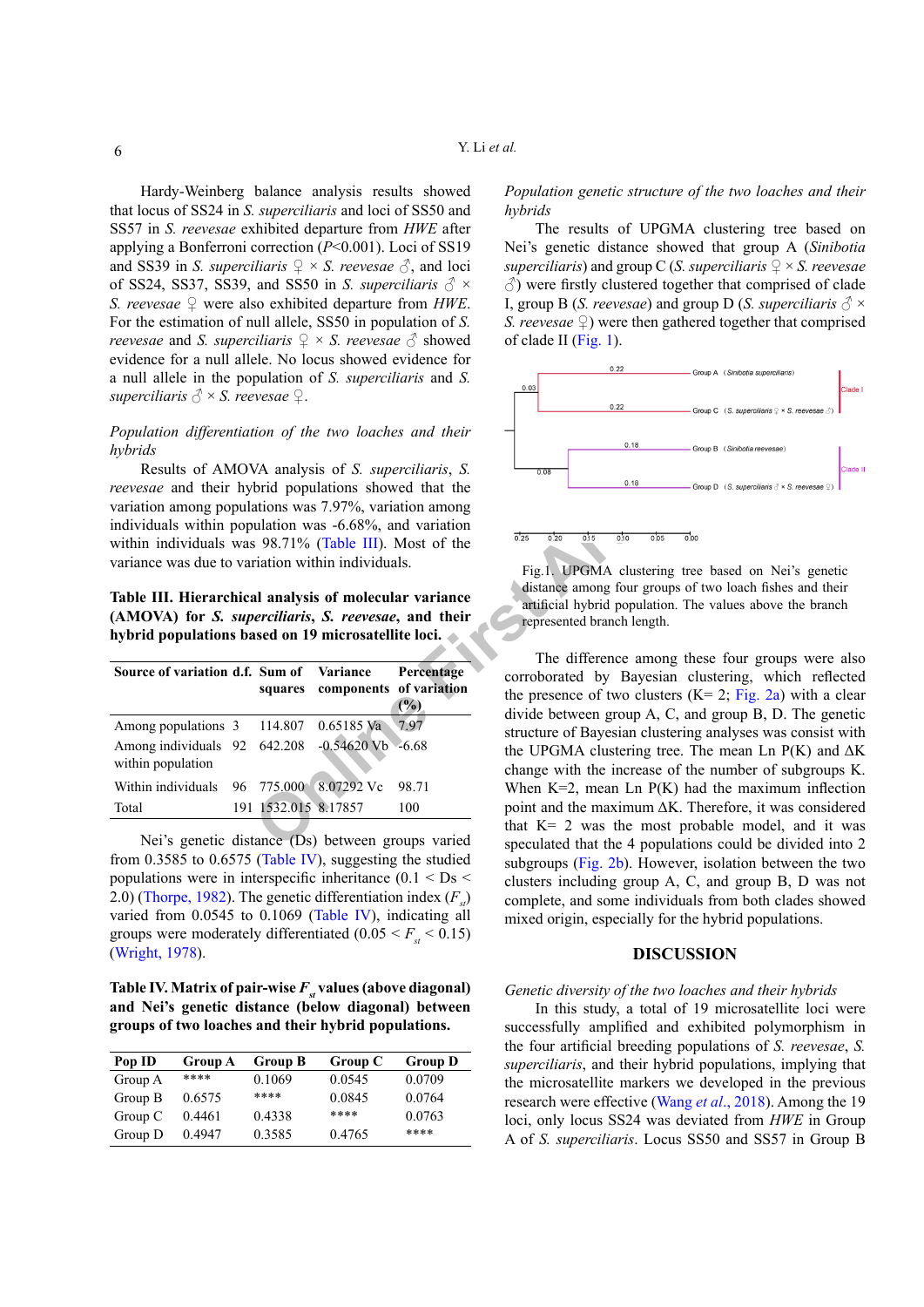Hardy-Weinberg balance analysis results showed that locus of SS24 in *S. superciliaris* and loci of SS50 and SS57 in *S. reevesae* exhibited departure from *HWE* after applying a Bonferroni correction (*P*<0.001). Loci of SS19 and SS39 in *S. superciliaris* ♀ × *S. reevesae* ♂, and loci of SS24, SS37, SS39, and SS50 in *S. superciliaris* ♂ × *S. reevesae* ♀ were also exhibited departure from *HWE*. For the estimation of null allele, SS50 in population of *S. reevesae* and *S. superciliaris* ♀ × *S. reevesae* ♂ showed evidence for a null allele. No locus showed evidence for a null allele in the population of *S. superciliaris* and *S. superciliaris* ♂ × *S. reevesae* ♀.

### *Population differentiation of the two loaches and their hybrids*

Results of AMOVA analysis of *S. superciliaris*, *S. reevesae* and their hybrid populations showed that the variation among populations was 7.97%, variation among individuals within population was -6.68%, and variation within individuals was 98.71% (Table III). Most of the variance was due to variation within individuals.

**Table III. Hierarchical analysis of molecular variance (AMOVA) for *S. superciliaris*, *S. reevesae*, and their hybrid populations based on 19 microsatellite loci.**

| Source of variation | d.f. | Sum of squares | Variance components | Percentage of variation (%) |
|---|---|---|---|---|
| Among populations | 3 | 114.807 | 0.65185 Va | 7.97 |
| Among individuals within population | 92 | 642.208 | -0.54620 Vb | -6.68 |
| Within individuals | 96 | 775.000 | 8.07292 Vc | 98.71 |
| Total | 191 | 1532.015 | 8.17857 | 100 |

Nei's genetic distance (Ds) between groups varied from 0.3585 to 0.6575 (Table IV), suggesting that the studied populations were in interspecific inheritance (0.1 < Ds < 2.0) (Thorpe, 1982). The genetic differentiation index ($F_{st}$) varied from 0.0545 to 0.1069 (Table IV), indicating all groups were moderately differentiated ($0.05 < F_{st} < 0.15$) (Wright, 1978).

**Table IV. Matrix of pair-wise $F_{st}$ values (above diagonal) and Nei's genetic distance (below diagonal) between groups of two loaches and their hybrid populations.**

| Pop ID | Group A | Group B | Group C | Group D |
|---|---|---|---|---|
| Group A | **** | 0.1069 | 0.0545 | 0.0709 |
| Group B | 0.6575 | **** | 0.0845 | 0.0764 |
| Group C | 0.4461 | 0.4338 | **** | 0.0763 |
| Group D | 0.4947 | 0.3585 | 0.4765 | **** |

### *Population genetic structure of the two loaches and their hybrids*

The results of UPGMA clustering tree based on Nei's genetic distance showed that group A (*Sinibotia superciliaris*) and group C (*S. superciliaris* ♀ × *S. reevesae* ♂) were firstly clustered together that comprised of clade I, group B (*S. reevesae*) and group D (*S. superciliaris* ♂ × *S. reevesae* ♀) were then gathered together that comprised of clade II (Fig. 1).

Fig.1. UPGMA clustering tree based on Nei's genetic distance among four groups of two loach fishes and their artificial hybrid population. The values above the branch represented branch length.

The difference among these four groups were also corroborated by Bayesian clustering, which reflected the presence of two clusters (K= 2; Fig. 2a) with a clear divide between group A, C, and group B, D. The genetic structure of Bayesian clustering analyses was consist with the UPGMA clustering tree. The mean Ln P(K) and ΔK change with the increase of the number of subgroups K. When K=2, mean Ln P(K) had the maximum inflection point and the maximum ΔK. Therefore, it was considered that K= 2 was the most probable model, and it was speculated that the 4 populations could be divided into 2 subgroups (Fig. 2b). However, isolation between the two clusters including group A, C, and group B, D was not complete, and some individuals from both clades showed mixed origin, especially for the hybrid populations.

## DISCUSSION

### *Genetic diversity of the two loaches and their hybrids*

In this study, a total of 19 microsatellite loci were successfully amplified and exhibited polymorphism in the four artificial breeding populations of *S. reevesae*, *S. superciliaris*, and their hybrid populations, implying that the microsatellite markers we developed in the previous research were effective (Wang *et al*., 2018). Among the 19 loci, only locus SS24 was deviated from *HWE* in Group A of *S. superciliaris*. Locus SS50 and SS57 in Group B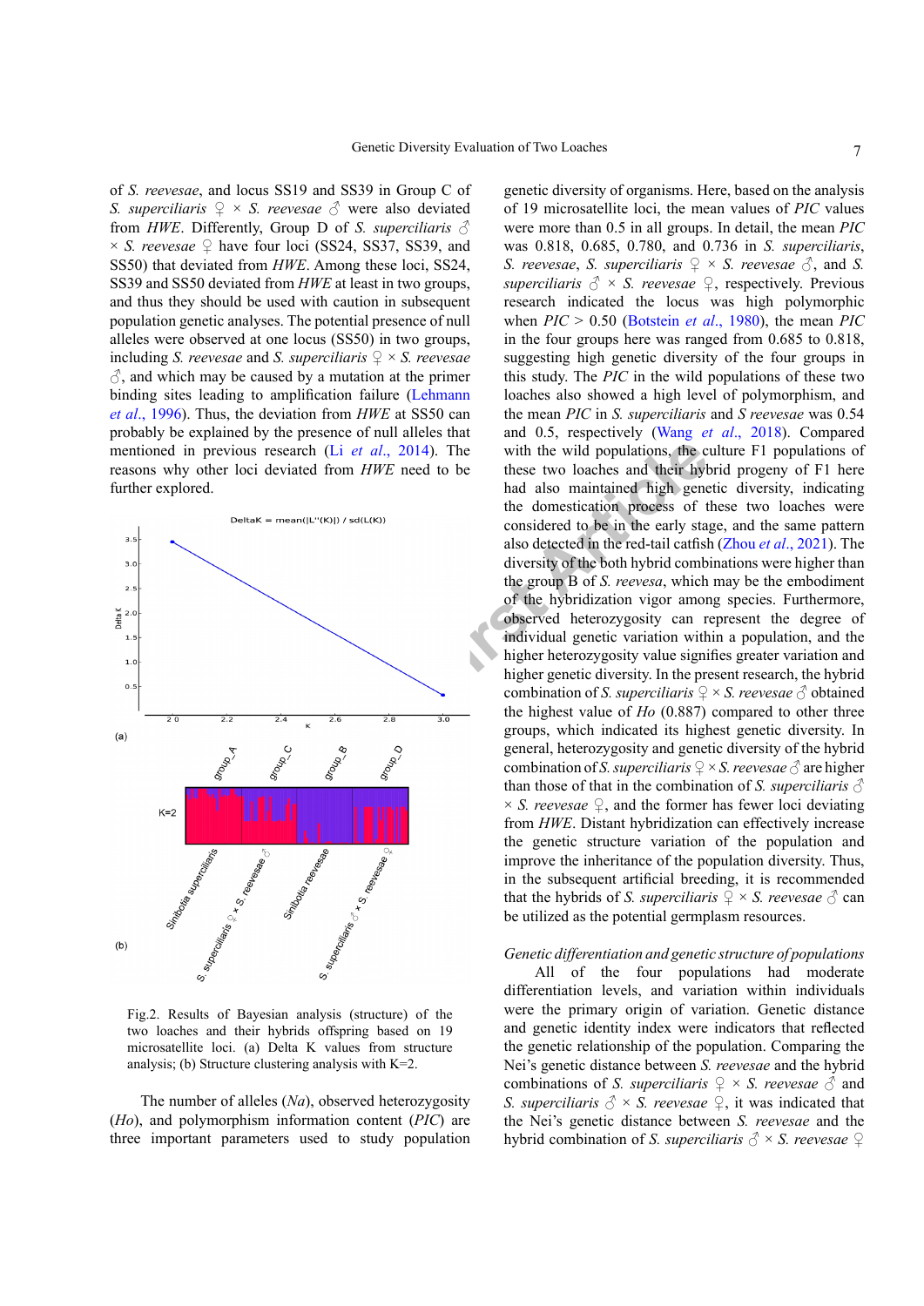of *S. reevesae*, and locus SS19 and SS39 in Group C of *S. superciliaris* ♀ × *S. reevesae* ♂ were also deviated from *HWE*. Differently, Group D of *S. superciliaris* ♂ × *S. reevesae* ♀ have four loci (SS24, SS37, SS39, and SS50) that deviated from *HWE*. Among these loci, SS24, SS39 and SS50 deviated from *HWE* at least in two groups, and thus they should be used with caution in subsequent population genetic analyses. The potential presence of null alleles were observed at one locus (SS50) in two groups, including *S. reevesae* and *S. superciliaris* ♀ × *S. reevesae* ♂, and which may be caused by a mutation at the primer binding sites leading to amplification failure (Lehmann *et al*., 1996). Thus, the deviation from *HWE* at SS50 can probably be explained by the presence of null alleles that mentioned in previous research (Li *et al*., 2014). The reasons why other loci deviated from *HWE* need to be further explored.

Fig.2. Results of Bayesian analysis (structure) of the two loaches and their hybrids offspring based on 19 microsatellite loci. (a) Delta K values from structure analysis; (b) Structure clustering analysis with K=2.

The number of alleles (*Na*), observed heterozygosity (*Ho*), and polymorphism information content (*PIC*) are three important parameters used to study population genetic diversity of organisms. Here, based on the analysis of 19 microsatellite loci, the mean values of *PIC* values were more than 0.5 in all groups. In detail, the mean *PIC* was 0.818, 0.685, 0.780, and 0.736 in *S. superciliaris*, *S. reevesae*, *S. superciliaris* ♀ × *S. reevesae* ♂, and *S. superciliaris* ♂ × *S. reevesae* ♀, respectively. Previous research indicated the locus was high polymorphic when *PIC* > 0.50 (Botstein *et al*., 1980), the mean *PIC* in the four groups here was ranged from 0.685 to 0.818, suggesting high genetic diversity of the four groups in this study. The *PIC* in the wild populations of these two loaches also showed a high level of polymorphism, and the mean *PIC* in *S. superciliaris* and *S reevesae* was 0.54 and 0.5, respectively (Wang *et al*., 2018). Compared with the wild populations, the culture F1 populations of these two loaches and their hybrid progeny of F1 here had also maintained high genetic diversity, indicating the domestication process of these two loaches were considered to be in the early stage, and the same pattern also detected in the red-tail catfish (Zhou *et al*., 2021). The diversity of the both hybrid combinations were higher than the group B of *S. reevesa*, which may be the embodiment of the hybridization vigor among species. Furthermore, observed heterozygosity can represent the degree of individual genetic variation within a population, and the higher heterozygosity value signifies greater variation and higher genetic diversity. In the present research, the hybrid combination of *S. superciliaris* ♀ × *S. reevesae* ♂ obtained the highest value of *Ho* (0.887) compared to other three groups, which indicated its highest genetic diversity. In general, heterozygosity and genetic diversity of the hybrid combination of *S. superciliaris* ♀ × *S. reevesae* ♂ are higher than those of that in the combination of *S. superciliaris* ♂ × *S. reevesae* ♀, and the former has fewer loci deviating from *HWE*. Distant hybridization can effectively increase the genetic structure variation of the population and improve the inheritance of the population diversity. Thus, in the subsequent artificial breeding, it is recommended that the hybrids of *S. superciliaris* ♀ × *S. reevesae* ♂ can be utilized as the potential germplasm resources.

*Genetic differentiation and genetic structure of populations*

All of the four populations had moderate differentiation levels, and variation within individuals were the primary origin of variation. Genetic distance and genetic identity index were indicators that reflected the genetic relationship of the population. Comparing the Nei's genetic distance between *S. reevesae* and the hybrid combinations of *S. superciliaris* ♀ × *S. reevesae* ♂ and *S. superciliaris* ♂ × *S. reevesae* ♀, it was indicated that the Nei's genetic distance between *S. reevesae* and the hybrid combination of *S. superciliaris* ♂ × *S. reevesae* ♀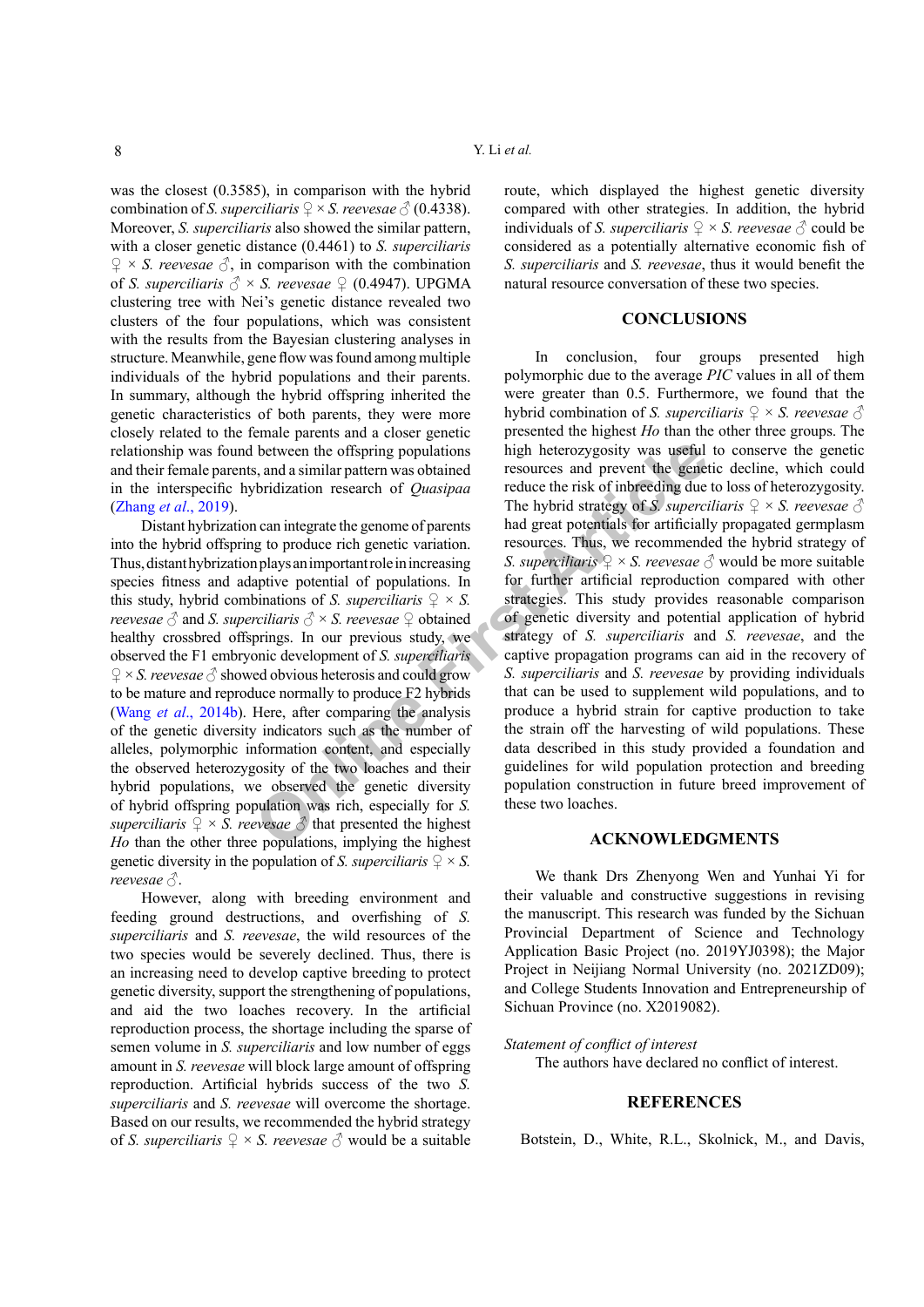was the closest (0.3585), in comparison with the hybrid combination of *S. superciliaris* ♀ × *S. reevesae* ♂ (0.4338). Moreover, *S. superciliaris* also showed the similar pattern, with a closer genetic distance (0.4461) to *S. superciliaris* ♀ × *S. reevesae* ♂, in comparison with the combination of *S. superciliaris* ♂ × *S. reevesae* ♀ (0.4947). UPGMA clustering tree with Nei's genetic distance revealed two clusters of the four populations, which was consistent with the results from the Bayesian clustering analyses in structure. Meanwhile, gene flow was found among multiple individuals of the hybrid populations and their parents. In summary, although the hybrid offspring inherited the genetic characteristics of both parents, they were more closely related to the female parents and a closer genetic relationship was found between the offspring populations and their female parents, and a similar pattern was obtained in the interspecific hybridization research of *Quasipaa* (Zhang *et al*., 2019).

Distant hybridization can integrate the genome of parents into the hybrid offspring to produce rich genetic variation. Thus, distant hybridization plays an important role in increasing species fitness and adaptive potential of populations. In this study, hybrid combinations of *S. superciliaris* ♀ × *S. reevesae* ♂ and *S. superciliaris* ♂ × *S. reevesae* ♀ obtained healthy crossbred offsprings. In our previous study, we observed the F1 embryonic development of *S. superciliaris* ♀ × *S. reevesae* ♂ showed obvious heterosis and could grow to be mature and reproduce normally to produce F2 hybrids (Wang *et al*., 2014b). Here, after comparing the analysis of the genetic diversity indicators such as the number of alleles, polymorphic information content, and especially the observed heterozygosity of the two loaches and their hybrid populations, we observed the genetic diversity of hybrid offspring population was rich, especially for *S. superciliaris* ♀ × *S. reevesae* ♂ that presented the highest *Ho* than the other three populations, implying the highest genetic diversity in the population of *S. superciliaris* ♀ × *S. reevesae* ♂.

However, along with breeding environment and feeding ground destructions, and overfishing of *S. superciliaris* and *S. reevesae*, the wild resources of the two species would be severely declined. Thus, there is an increasing need to develop captive breeding to protect genetic diversity, support the strengthening of populations, and aid the two loaches recovery. In the artificial reproduction process, the shortage including the sparse of semen volume in *S. superciliaris* and low number of eggs amount in *S. reevesae* will block large amount of offspring reproduction. Artificial hybrids success of the two *S. superciliaris* and *S. reevesae* will overcome the shortage. Based on our results, we recommended the hybrid strategy of *S. superciliaris* ♀ × *S. reevesae* ♂ would be a suitable route, which displayed the highest genetic diversity compared with other strategies. In addition, the hybrid individuals of *S. superciliaris* ♀ × *S. reevesae* ♂ could be considered as a potentially alternative economic fish of *S. superciliaris* and *S. reevesae*, thus it would benefit the natural resource conversation of these two species.

## CONCLUSIONS

In conclusion, four groups presented high polymorphic due to the average *PIC* values in all of them were greater than 0.5. Furthermore, we found that the hybrid combination of *S. superciliaris* ♀ × *S. reevesae* ♂ presented the highest *Ho* than the other three groups. The high heterozygosity was useful to conserve the genetic resources and prevent the genetic decline, which could reduce the risk of inbreeding due to loss of heterozygosity. The hybrid strategy of *S. superciliaris* ♀ × *S. reevesae* ♂ had great potentials for artificially propagated germplasm resources. Thus, we recommended the hybrid strategy of *S. superciliaris* ♀ × *S. reevesae* ♂ would be more suitable for further artificial reproduction compared with other strategies. This study provides reasonable comparison of genetic diversity and potential application of hybrid strategy of *S. superciliaris* and *S. reevesae*, and the captive propagation programs can aid in the recovery of *S. superciliaris* and *S. reevesae* by providing individuals that can be used to supplement wild populations, and to produce a hybrid strain for captive production to take the strain off the harvesting of wild populations. These data described in this study provided a foundation and guidelines for wild population protection and breeding population construction in future breed improvement of these two loaches.

## ACKNOWLEDGMENTS

We thank Drs Zhenyong Wen and Yunhai Yi for their valuable and constructive suggestions in revising the manuscript. This research was funded by the Sichuan Provincial Department of Science and Technology Application Basic Project (no. 2019YJ0398); the Major Project in Neijiang Normal University (no. 2021ZD09); and College Students Innovation and Entrepreneurship of Sichuan Province (no. X2019082).

*Statement of conflict of interest*

The authors have declared no conflict of interest.

## REFERENCES

Botstein, D., White, R.L., Skolnick, M., and Davis,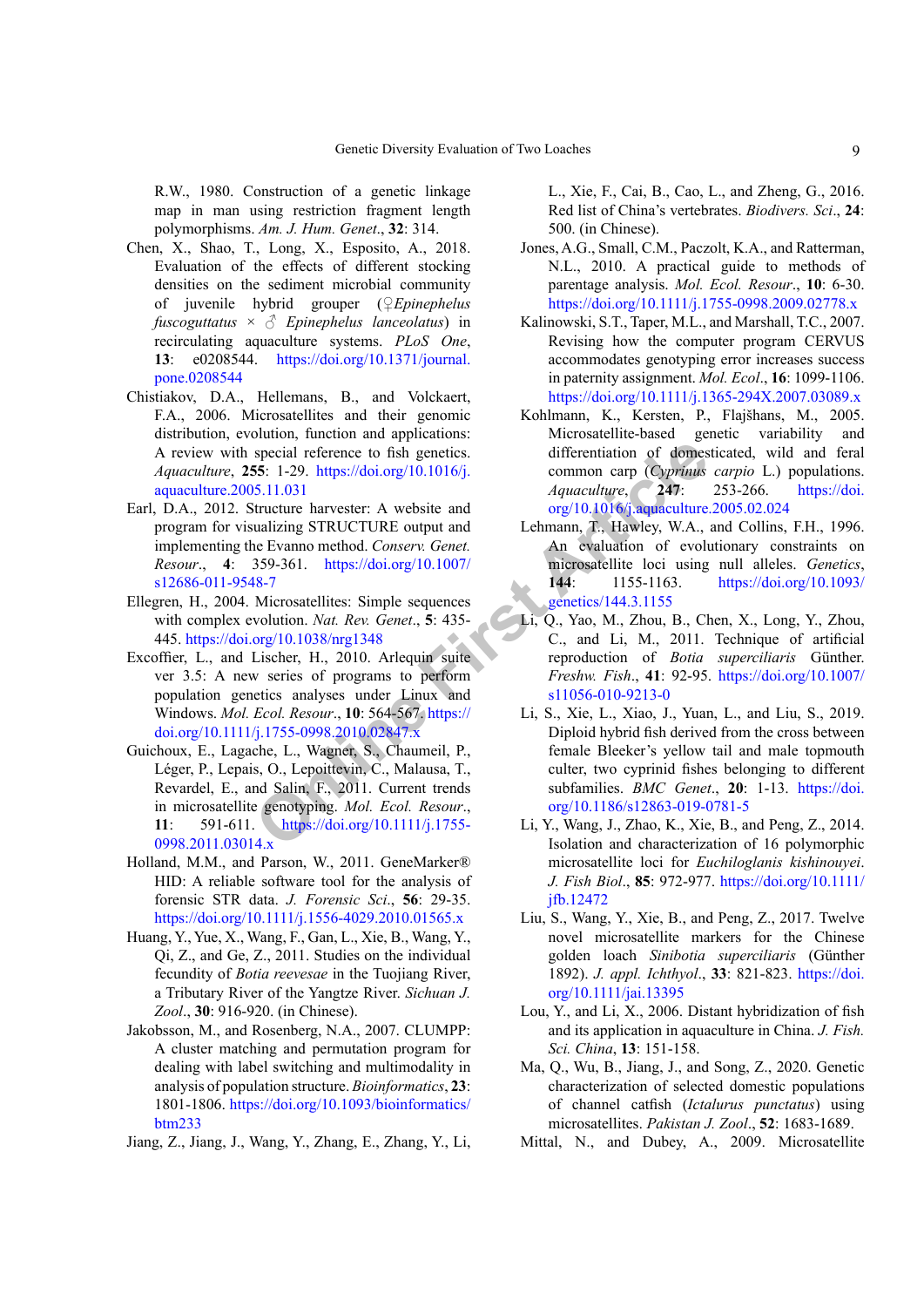R.W., 1980. Construction of a genetic linkage map in man using restriction fragment length polymorphisms. *Am. J. Hum. Genet*., **32**: 314.

Chen, X., Shao, T., Long, X., Esposito, A., 2018. Evaluation of the effects of different stocking densities on the sediment microbial community of juvenile hybrid grouper (♀*Epinephelus fuscoguttatus* × ♂ *Epinephelus lanceolatus*) in recirculating aquaculture systems. *PLoS One*, **13**: e0208544. https://doi.org/10.1371/journal.pone.0208544

Chistiakov, D.A., Hellemans, B., and Volckaert, F.A., 2006. Microsatellites and their genomic distribution, evolution, function and applications: A review with special reference to fish genetics. *Aquaculture*, **255**: 1-29. https://doi.org/10.1016/j.aquaculture.2005.11.031

Earl, D.A., 2012. Structure harvester: A website and program for visualizing STRUCTURE output and implementing the Evanno method. *Conserv. Genet. Resour*., **4**: 359-361. https://doi.org/10.1007/s12686-011-9548-7

Ellegren, H., 2004. Microsatellites: Simple sequences with complex evolution. *Nat. Rev. Genet*., **5**: 435-445. https://doi.org/10.1038/nrg1348

Excoffier, L., and Lischer, H., 2010. Arlequin suite ver 3.5: A new series of programs to perform population genetics analyses under Linux and Windows. *Mol. Ecol. Resour*., **10**: 564-567. https://doi.org/10.1111/j.1755-0998.2010.02847.x

Guichoux, E., Lagache, L., Wagner, S., Chaumeil, P., Léger, P., Lepais, O., Lepoittevin, C., Malausa, T., Revardel, E., and Salin, F., 2011. Current trends in microsatellite genotyping. *Mol. Ecol. Resour*., **11**: 591-611. https://doi.org/10.1111/j.1755-0998.2011.03014.x

Holland, M.M., and Parson, W., 2011. GeneMarker® HID: A reliable software tool for the analysis of forensic STR data. *J. Forensic Sci*., **56**: 29-35. https://doi.org/10.1111/j.1556-4029.2010.01565.x

Huang, Y., Yue, X., Wang, F., Gan, L., Xie, B., Wang, Y., Qi, Z., and Ge, Z., 2011. Studies on the individual fecundity of *Botia reevesae* in the Tuojiang River, a Tributary River of the Yangtze River. *Sichuan J. Zool*., **30**: 916-920. (in Chinese).

Jakobsson, M., and Rosenberg, N.A., 2007. CLUMPP: A cluster matching and permutation program for dealing with label switching and multimodality in analysis of population structure. *Bioinformatics*, **23**: 1801-1806. https://doi.org/10.1093/bioinformatics/btm233

Jiang, Z., Jiang, J., Wang, Y., Zhang, E., Zhang, Y., Li, L., Xie, F., Cai, B., Cao, L., and Zheng, G., 2016. Red list of China's vertebrates. *Biodivers. Sci*., **24**: 500. (in Chinese).

Jones, A.G., Small, C.M., Paczolt, K.A., and Ratterman, N.L., 2010. A practical guide to methods of parentage analysis. *Mol. Ecol. Resour*., **10**: 6-30. https://doi.org/10.1111/j.1755-0998.2009.02778.x

Kalinowski, S.T., Taper, M.L., and Marshall, T.C., 2007. Revising how the computer program CERVUS accommodates genotyping error increases success in paternity assignment. *Mol. Ecol*., **16**: 1099-1106. https://doi.org/10.1111/j.1365-294X.2007.03089.x

Kohlmann, K., Kersten, P., Flajšhans, M., 2005. Microsatellite-based genetic variability and differentiation of domesticated, wild and feral common carp (*Cyprinus carpio* L.) populations. *Aquaculture*, **247**: 253-266. https://doi.org/10.1016/j.aquaculture.2005.02.024

Lehmann, T., Hawley, W.A., and Collins, F.H., 1996. An evaluation of evolutionary constraints on microsatellite loci using null alleles. *Genetics*, **144**: 1155-1163. https://doi.org/10.1093/genetics/144.3.1155

Li, Q., Yao, M., Zhou, B., Chen, X., Long, Y., Zhou, C., and Li, M., 2011. Technique of artificial reproduction of *Botia superciliaris* Günther. *Freshw. Fish*., **41**: 92-95. https://doi.org/10.1007/s11056-010-9213-0

Li, S., Xie, L., Xiao, J., Yuan, L., and Liu, S., 2019. Diploid hybrid fish derived from the cross between female Bleeker's yellow tail and male topmouth culter, two cyprinid fishes belonging to different subfamilies. *BMC Genet*., **20**: 1-13. https://doi.org/10.1186/s12863-019-0781-5

Li, Y., Wang, J., Zhao, K., Xie, B., and Peng, Z., 2014. Isolation and characterization of 16 polymorphic microsatellite loci for *Euchiloglanis kishinouyei*. *J. Fish Biol*., **85**: 972-977. https://doi.org/10.1111/jfb.12472

Liu, S., Wang, Y., Xie, B., and Peng, Z., 2017. Twelve novel microsatellite markers for the Chinese golden loach *Sinibotia superciliaris* (Günther 1892). *J. appl. Ichthyol*., **33**: 821-823. https://doi.org/10.1111/jai.13395

Lou, Y., and Li, X., 2006. Distant hybridization of fish and its application in aquaculture in China. *J. Fish. Sci. China*, **13**: 151-158.

Ma, Q., Wu, B., Jiang, J., and Song, Z., 2020. Genetic characterization of selected domestic populations of channel catfish (*Ictalurus punctatus*) using microsatellites. *Pakistan J. Zool*., **52**: 1683-1689.

Mittal, N., and Dubey, A., 2009. Microsatellite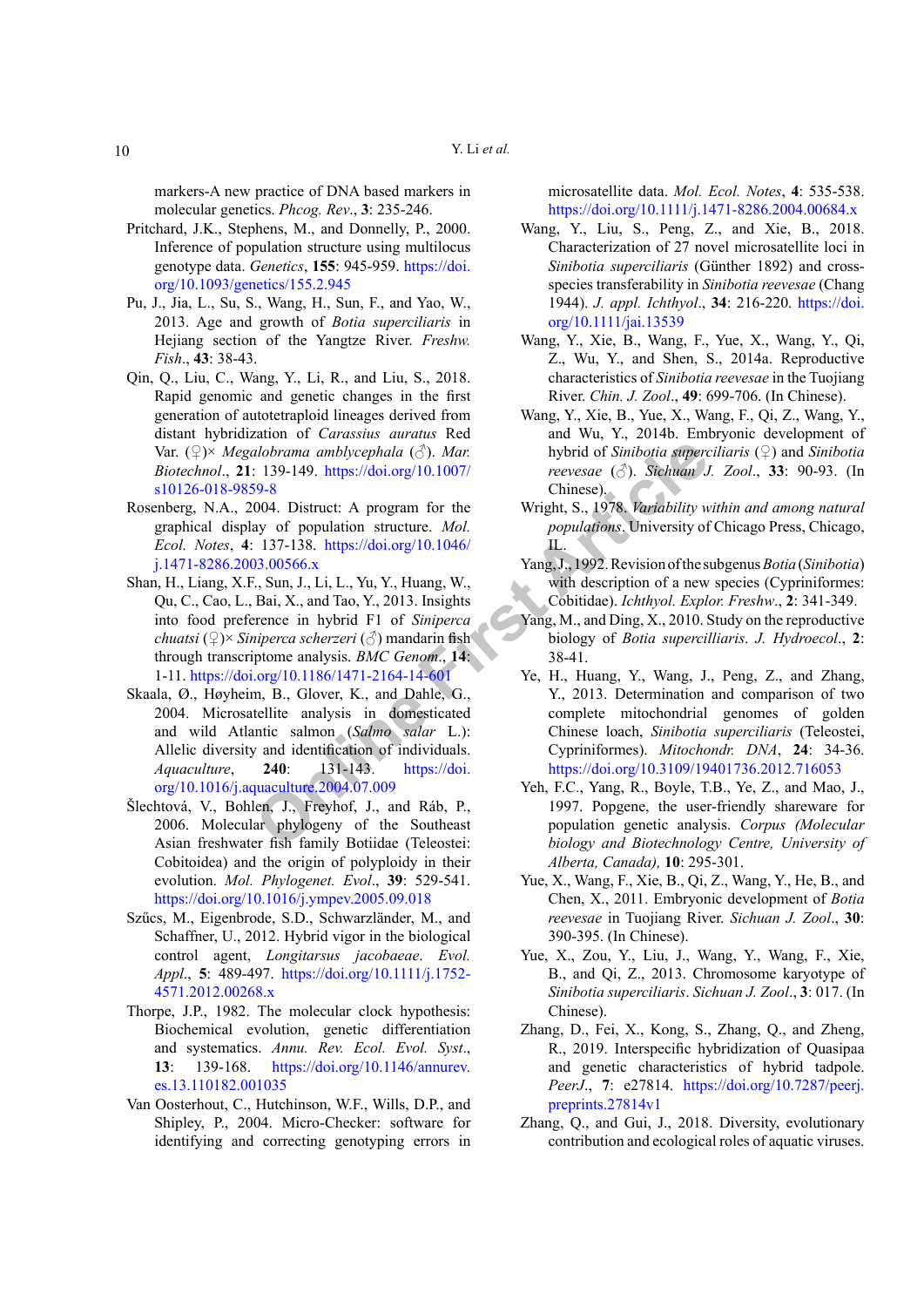markers-A new practice of DNA based markers in molecular genetics. *Phcog. Rev.*, **3**: 235-246.

Pritchard, J.K., Stephens, M., and Donnelly, P., 2000. Inference of population structure using multilocus genotype data. *Genetics*, **155**: 945-959. https://doi.org/10.1093/genetics/155.2.945

Pu, J., Jia, L., Su, S., Wang, H., Sun, F., and Yao, W., 2013. Age and growth of *Botia superciliaris* in Hejiang section of the Yangtze River. *Freshw. Fish.*, **43**: 38-43.

Qin, Q., Liu, C., Wang, Y., Li, R., and Liu, S., 2018. Rapid genomic and genetic changes in the first generation of autotetraploid lineages derived from distant hybridization of *Carassius auratus* Red Var. (♀)× *Megalobrama amblycephala* (♂). *Mar. Biotechnol.*, **21**: 139-149. https://doi.org/10.1007/s10126-018-9859-8

Rosenberg, N.A., 2004. Distruct: A program for the graphical display of population structure. *Mol. Ecol. Notes*, **4**: 137-138. https://doi.org/10.1046/j.1471-8286.2003.00566.x

Shan, H., Liang, X.F., Sun, J., Li, L., Yu, Y., Huang, W., Qu, C., Cao, L., Bai, X., and Tao, Y., 2013. Insights into food preference in hybrid F1 of *Siniperca chuatsi* (♀)× *Siniperca scherzeri* (♂) mandarin fish through transcriptome analysis. *BMC Genom.*, **14**: 1-11. https://doi.org/10.1186/1471-2164-14-601

Skaala, Ø., Høyheim, B., Glover, K., and Dahle, G., 2004. Microsatellite analysis in domesticated and wild Atlantic salmon (*Salmo salar* L.): Allelic diversity and identification of individuals. *Aquaculture*, **240**: 131-143. https://doi.org/10.1016/j.aquaculture.2004.07.009

Šlechtová, V., Bohlen, J., Freyhof, J., and Ráb, P., 2006. Molecular phylogeny of the Southeast Asian freshwater fish family Botiidae (Teleostei: Cobitoidea) and the origin of polyploidy in their evolution. *Mol. Phylogenet. Evol.*, **39**: 529-541. https://doi.org/10.1016/j.ympev.2005.09.018

Szűcs, M., Eigenbrode, S.D., Schwarzländer, M., and Schaffner, U., 2012. Hybrid vigor in the biological control agent, *Longitarsus jacobaeae*. *Evol. Appl.*, **5**: 489-497. https://doi.org/10.1111/j.1752-4571.2012.00268.x

Thorpe, J.P., 1982. The molecular clock hypothesis: Biochemical evolution, genetic differentiation and systematics. *Annu. Rev. Ecol. Evol. Syst.*, **13**: 139-168. https://doi.org/10.1146/annurev.es.13.110182.001035

Van Oosterhout, C., Hutchinson, W.F., Wills, D.P., and Shipley, P., 2004. Micro-Checker: software for identifying and correcting genotyping errors in microsatellite data. *Mol. Ecol. Notes*, **4**: 535-538. https://doi.org/10.1111/j.1471-8286.2004.00684.x

Wang, Y., Liu, S., Peng, Z., and Xie, B., 2018. Characterization of 27 novel microsatellite loci in *Sinibotia superciliaris* (Günther 1892) and cross-species transferability in *Sinibotia reevesae* (Chang 1944). *J. appl. Ichthyol.*, **34**: 216-220. https://doi.org/10.1111/jai.13539

Wang, Y., Xie, B., Wang, F., Yue, X., Wang, Y., Qi, Z., Wu, Y., and Shen, S., 2014a. Reproductive characteristics of *Sinibotia reevesae* in the Tuojiang River. *Chin. J. Zool.*, **49**: 699-706. (In Chinese).

Wang, Y., Xie, B., Yue, X., Wang, F., Qi, Z., Wang, Y., and Wu, Y., 2014b. Embryonic development of hybrid of *Sinibotia superciliaris* (♀) and *Sinibotia reevesae* (♂). *Sichuan J. Zool.*, **33**: 90-93. (In Chinese).

Wright, S., 1978. *Variability within and among natural populations*. University of Chicago Press, Chicago, IL.

Yang, J., 1992. Revision of the subgenus *Botia* (*Sinibotia*) with description of a new species (Cypriniformes: Cobitidae). *Ichthyol. Explor. Freshw.*, **2**: 341-349.

Yang, M., and Ding, X., 2010. Study on the reproductive biology of *Botia supercilliaris*. *J. Hydroecol.*, **2**: 38-41.

Ye, H., Huang, Y., Wang, J., Peng, Z., and Zhang, Y., 2013. Determination and comparison of two complete mitochondrial genomes of golden Chinese loach, *Sinibotia superciliaris* (Teleostei, Cypriniformes). *Mitochondr. DNA*, **24**: 34-36. https://doi.org/10.3109/19401736.2012.716053

Yeh, F.C., Yang, R., Boyle, T.B., Ye, Z., and Mao, J., 1997. Popgene, the user-friendly shareware for population genetic analysis. *Corpus (Molecular biology and Biotechnology Centre, University of Alberta, Canada)*, **10**: 295-301.

Yue, X., Wang, F., Xie, B., Qi, Z., Wang, Y., He, B., and Chen, X., 2011. Embryonic development of *Botia reevesae* in Tuojiang River. *Sichuan J. Zool.*, **30**: 390-395. (In Chinese).

Yue, X., Zou, Y., Liu, J., Wang, Y., Wang, F., Xie, B., and Qi, Z., 2013. Chromosome karyotype of *Sinibotia superciliaris*. *Sichuan J. Zool.*, **3**: 017. (In Chinese).

Zhang, D., Fei, X., Kong, S., Zhang, Q., and Zheng, R., 2019. Interspecific hybridization of Quasipaa and genetic characteristics of hybrid tadpole. *PeerJ.*, **7**: e27814. https://doi.org/10.7287/peerj.preprints.27814v1

Zhang, Q., and Gui, J., 2018. Diversity, evolutionary contribution and ecological roles of aquatic viruses.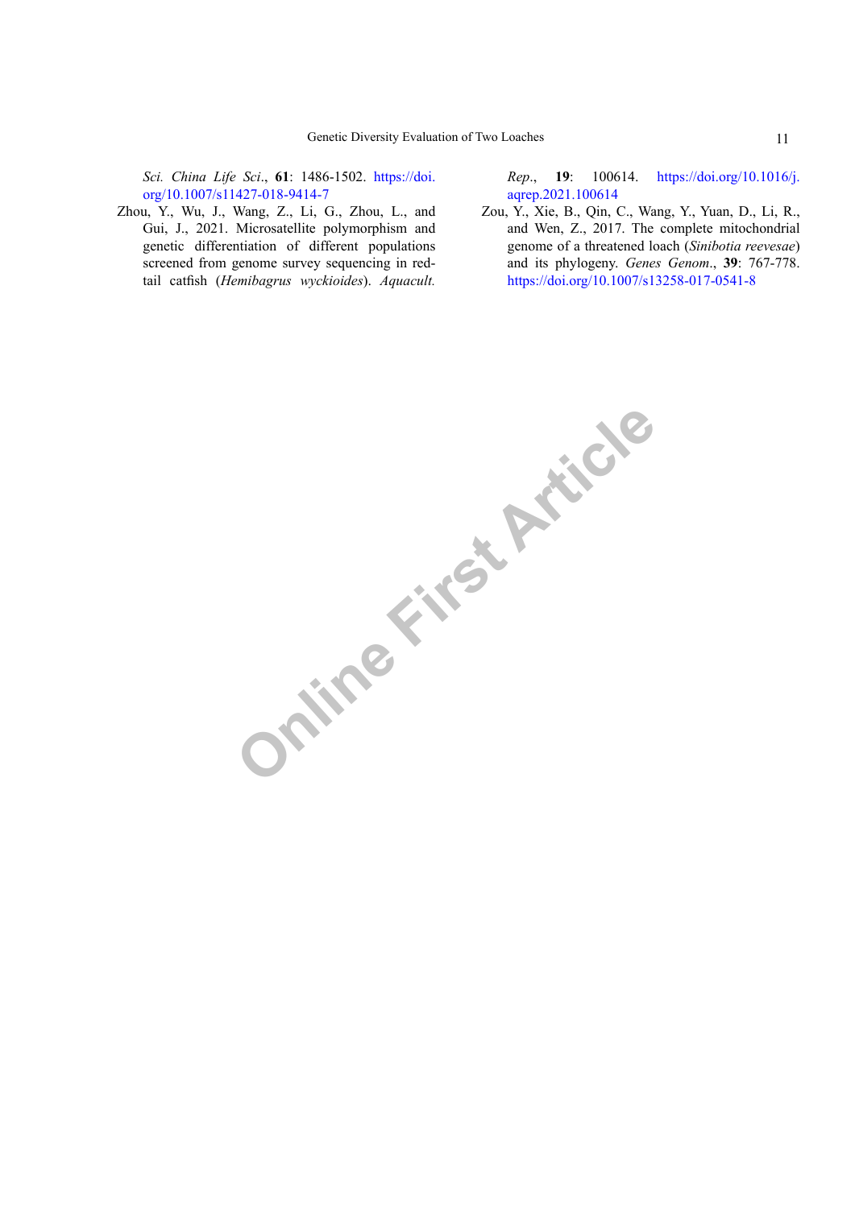*Sci. China Life Sci*., **61**: 1486-1502. https://doi.org/10.1007/s11427-018-9414-7

Zhou, Y., Wu, J., Wang, Z., Li, G., Zhou, L., and Gui, J., 2021. Microsatellite polymorphism and genetic differentiation of different populations screened from genome survey sequencing in red-tail catfish (*Hemibagrus wyckioides*). *Aquacult. Rep*., **19**: 100614. https://doi.org/10.1016/j.aqrep.2021.100614

Zou, Y., Xie, B., Qin, C., Wang, Y., Yuan, D., Li, R., and Wen, Z., 2017. The complete mitochondrial genome of a threatened loach (*Sinibotia reevesae*) and its phylogeny. *Genes Genom*., **39**: 767-778. https://doi.org/10.1007/s13258-017-0541-8